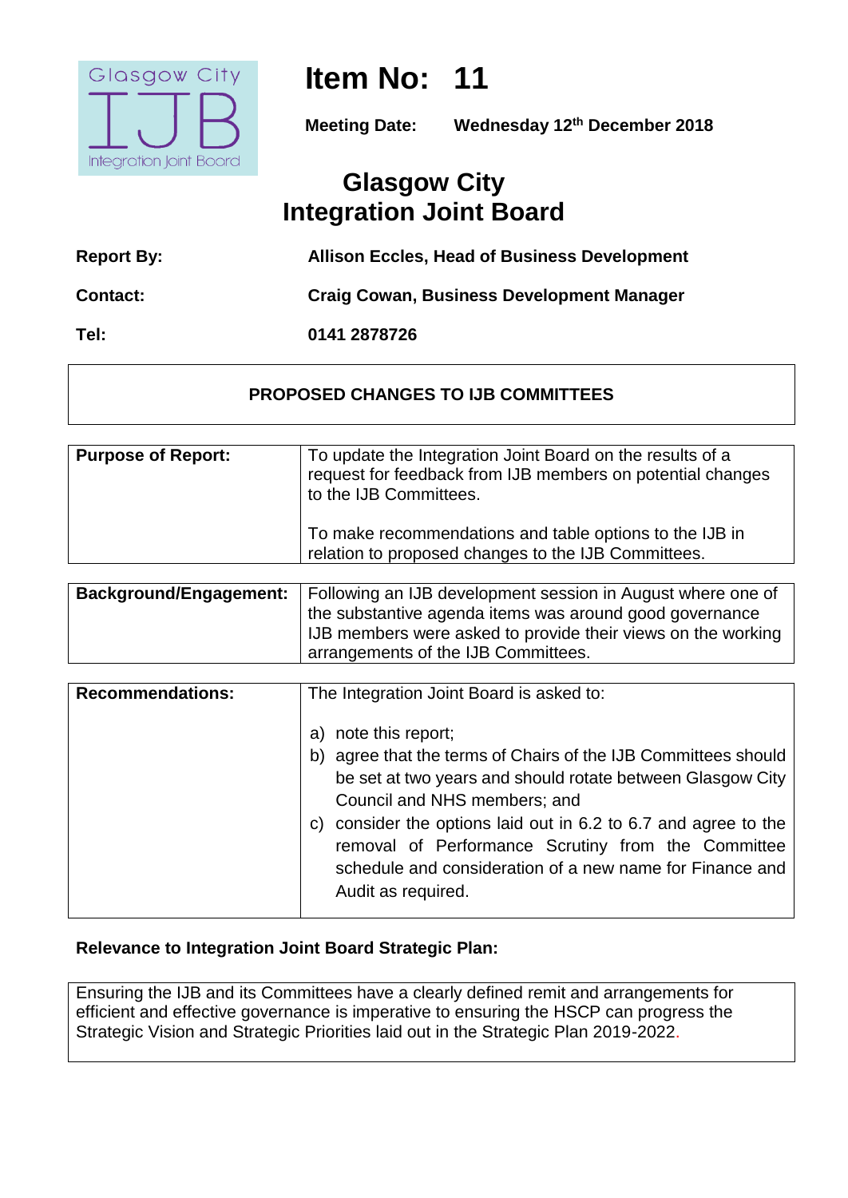Glasgow City IJB Integration Joint Board

# Item No: 11

**Meeting Date:** **Wednesday 12th December 2018**

## Glasgow City Integration Joint Board

| | |
|---|---|
| **Report By:** | **Allison Eccles, Head of Business Development** |
| **Contact:** | **Craig Cowan, Business Development Manager** |
| **Tel:** | **0141 2878726** |

### PROPOSED CHANGES TO IJB COMMITTEES

| | |
|---|---|
| **Purpose of Report:** | To update the Integration Joint Board on the results of a request for feedback from IJB members on potential changes to the IJB Committees.<br><br>To make recommendations and table options to the IJB in relation to proposed changes to the IJB Committees. |

| | |
|---|---|
| **Background/Engagement:** | Following an IJB development session in August where one of the substantive agenda items was around good governance IJB members were asked to provide their views on the working arrangements of the IJB Committees. |

| | |
|---|---|
| **Recommendations:** | The Integration Joint Board is asked to:<br><br>a) note this report;<br>b) agree that the terms of Chairs of the IJB Committees should be set at two years and should rotate between Glasgow City Council and NHS members; and<br>c) consider the options laid out in 6.2 to 6.7 and agree to the removal of Performance Scrutiny from the Committee schedule and consideration of a new name for Finance and Audit as required. |

**Relevance to Integration Joint Board Strategic Plan:**

| |
|---|
| Ensuring the IJB and its Committees have a clearly defined remit and arrangements for efficient and effective governance is imperative to ensuring the HSCP can progress the Strategic Vision and Strategic Priorities laid out in the Strategic Plan 2019-2022. |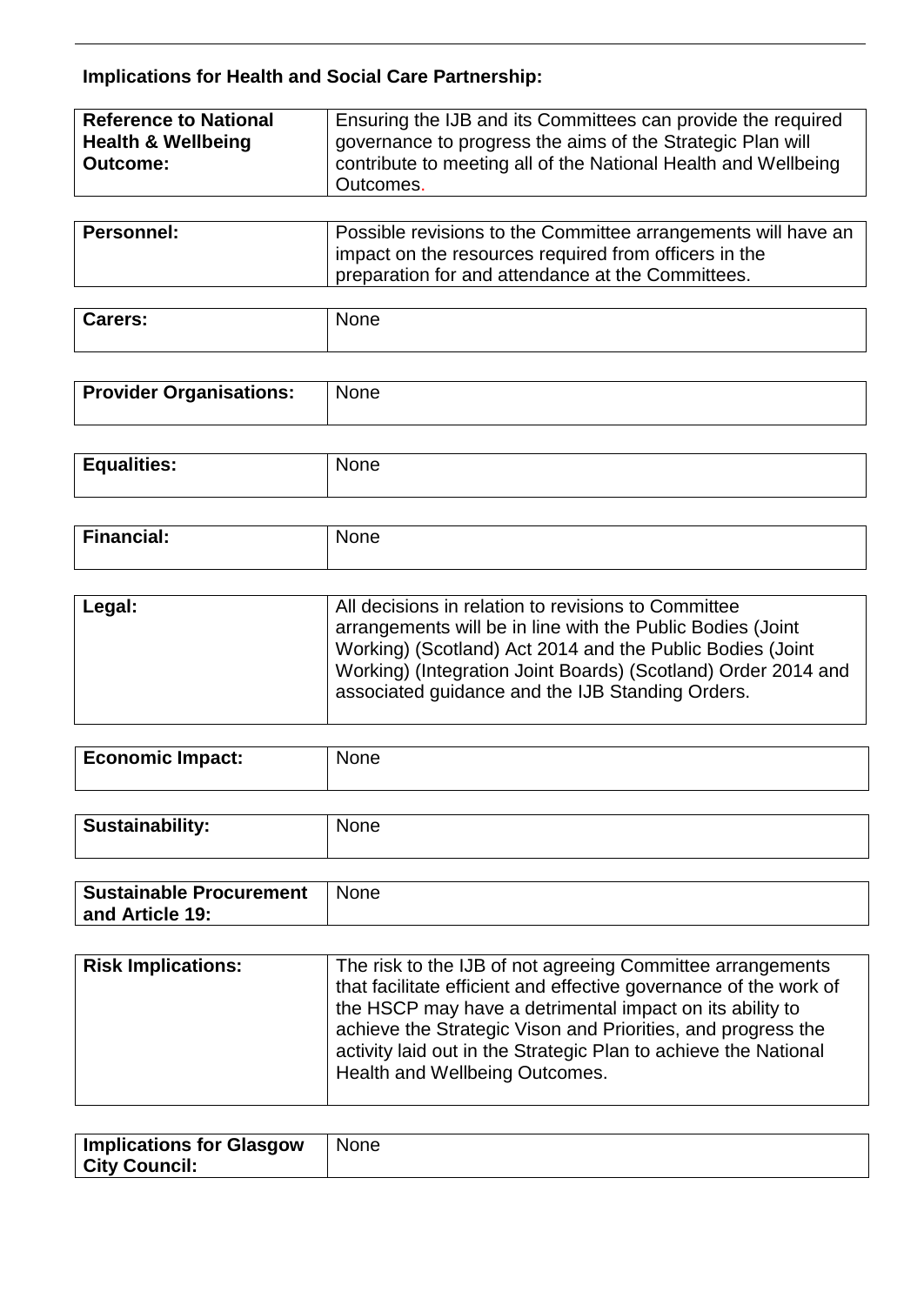## Implications for Health and Social Care Partnership:

| | |
|---|---|
| **Reference to National Health & Wellbeing Outcome:** | Ensuring the IJB and its Committees can provide the required governance to progress the aims of the Strategic Plan will contribute to meeting all of the National Health and Wellbeing Outcomes. |
| **Personnel:** | Possible revisions to the Committee arrangements will have an impact on the resources required from officers in the preparation for and attendance at the Committees. |
| **Carers:** | None |
| **Provider Organisations:** | None |
| **Equalities:** | None |
| **Financial:** | None |
| **Legal:** | All decisions in relation to revisions to Committee arrangements will be in line with the Public Bodies (Joint Working) (Scotland) Act 2014 and the Public Bodies (Joint Working) (Integration Joint Boards) (Scotland) Order 2014 and associated guidance and the IJB Standing Orders. |
| **Economic Impact:** | None |
| **Sustainability:** | None |
| **Sustainable Procurement and Article 19:** | None |
| **Risk Implications:** | The risk to the IJB of not agreeing Committee arrangements that facilitate efficient and effective governance of the work of the HSCP may have a detrimental impact on its ability to achieve the Strategic Vison and Priorities, and progress the activity laid out in the Strategic Plan to achieve the National Health and Wellbeing Outcomes. |
| **Implications for Glasgow City Council:** | None |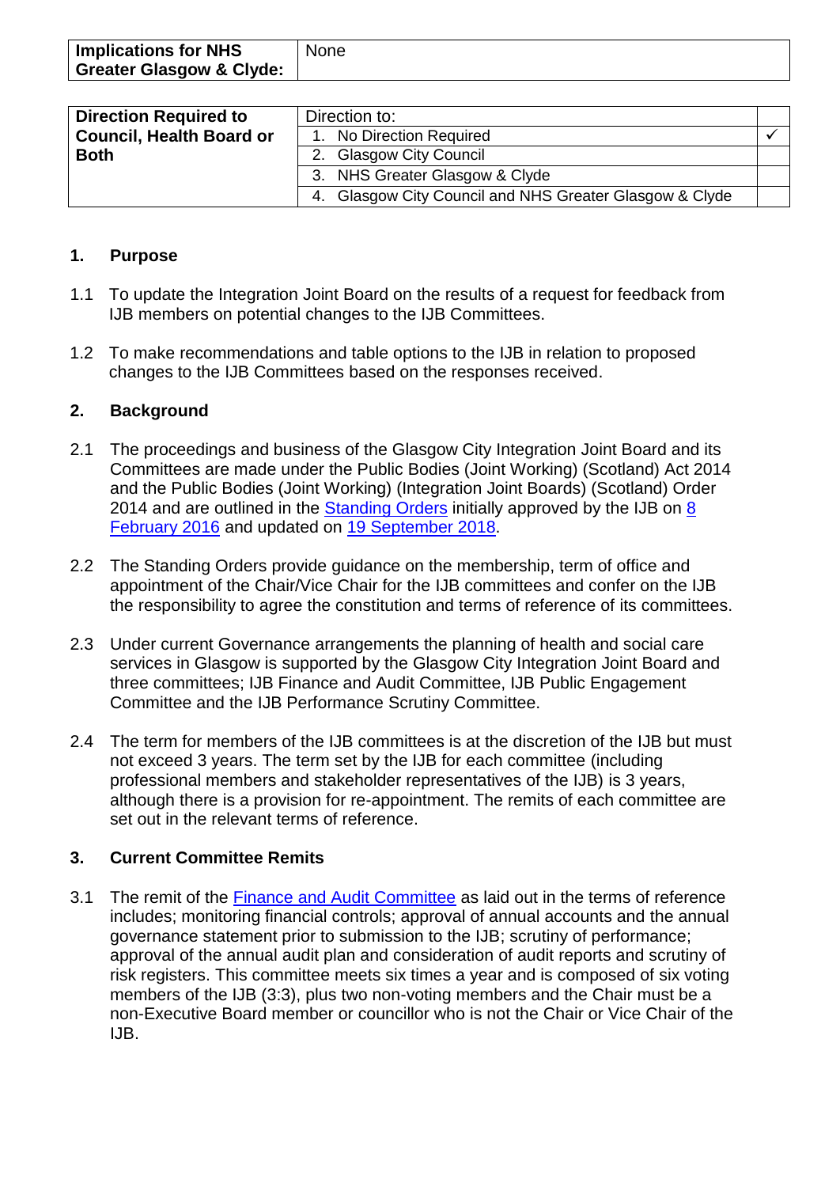| **Implications for NHS Greater Glasgow & Clyde:** | None |
|---|---|

| **Direction Required to Council, Health Board or Both** | Direction to: | |
|---|---|---|
| | 1. No Direction Required | ✓ |
| | 2. Glasgow City Council | |
| | 3. NHS Greater Glasgow & Clyde | |
| | 4. Glasgow City Council and NHS Greater Glasgow & Clyde | |

## 1. Purpose

1.1 To update the Integration Joint Board on the results of a request for feedback from IJB members on potential changes to the IJB Committees.

1.2 To make recommendations and table options to the IJB in relation to proposed changes to the IJB Committees based on the responses received.

## 2. Background

2.1 The proceedings and business of the Glasgow City Integration Joint Board and its Committees are made under the Public Bodies (Joint Working) (Scotland) Act 2014 and the Public Bodies (Joint Working) (Integration Joint Boards) (Scotland) Order 2014 and are outlined in the Standing Orders initially approved by the IJB on 8 February 2016 and updated on 19 September 2018.

2.2 The Standing Orders provide guidance on the membership, term of office and appointment of the Chair/Vice Chair for the IJB committees and confer on the IJB the responsibility to agree the constitution and terms of reference of its committees.

2.3 Under current Governance arrangements the planning of health and social care services in Glasgow is supported by the Glasgow City Integration Joint Board and three committees; IJB Finance and Audit Committee, IJB Public Engagement Committee and the IJB Performance Scrutiny Committee.

2.4 The term for members of the IJB committees is at the discretion of the IJB but must not exceed 3 years. The term set by the IJB for each committee (including professional members and stakeholder representatives of the IJB) is 3 years, although there is a provision for re-appointment. The remits of each committee are set out in the relevant terms of reference.

## 3. Current Committee Remits

3.1 The remit of the Finance and Audit Committee as laid out in the terms of reference includes; monitoring financial controls; approval of annual accounts and the annual governance statement prior to submission to the IJB; scrutiny of performance; approval of the annual audit plan and consideration of audit reports and scrutiny of risk registers. This committee meets six times a year and is composed of six voting members of the IJB (3:3), plus two non-voting members and the Chair must be a non-Executive Board member or councillor who is not the Chair or Vice Chair of the IJB.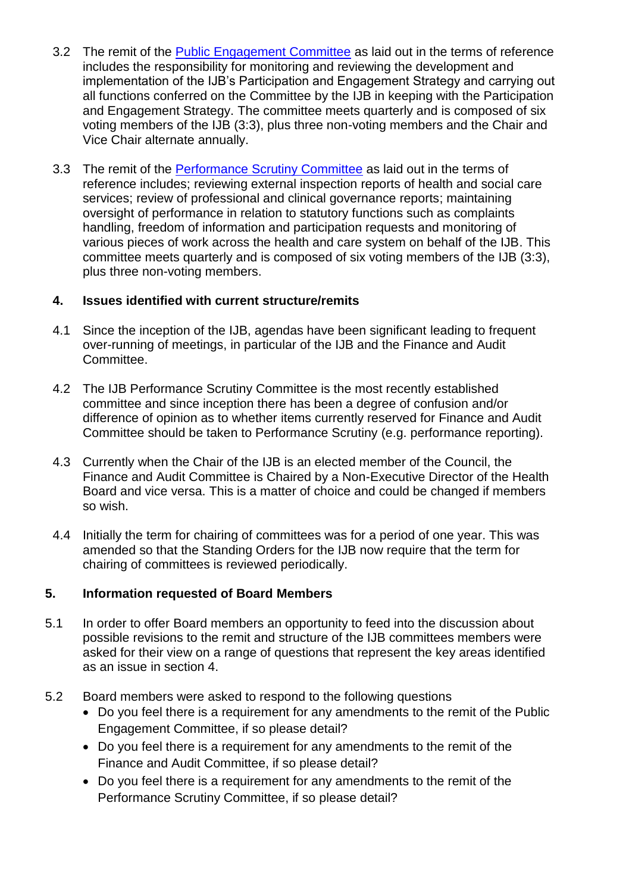3.2 The remit of the [Public Engagement Committee](#) as laid out in the terms of reference includes the responsibility for monitoring and reviewing the development and implementation of the IJB's Participation and Engagement Strategy and carrying out all functions conferred on the Committee by the IJB in keeping with the Participation and Engagement Strategy. The committee meets quarterly and is composed of six voting members of the IJB (3:3), plus three non-voting members and the Chair and Vice Chair alternate annually.

3.3 The remit of the [Performance Scrutiny Committee](#) as laid out in the terms of reference includes; reviewing external inspection reports of health and social care services; review of professional and clinical governance reports; maintaining oversight of performance in relation to statutory functions such as complaints handling, freedom of information and participation requests and monitoring of various pieces of work across the health and care system on behalf of the IJB. This committee meets quarterly and is composed of six voting members of the IJB (3:3), plus three non-voting members.

## 4. Issues identified with current structure/remits

4.1 Since the inception of the IJB, agendas have been significant leading to frequent over-running of meetings, in particular of the IJB and the Finance and Audit Committee.

4.2 The IJB Performance Scrutiny Committee is the most recently established committee and since inception there has been a degree of confusion and/or difference of opinion as to whether items currently reserved for Finance and Audit Committee should be taken to Performance Scrutiny (e.g. performance reporting).

4.3 Currently when the Chair of the IJB is an elected member of the Council, the Finance and Audit Committee is Chaired by a Non-Executive Director of the Health Board and vice versa. This is a matter of choice and could be changed if members so wish.

4.4 Initially the term for chairing of committees was for a period of one year. This was amended so that the Standing Orders for the IJB now require that the term for chairing of committees is reviewed periodically.

## 5. Information requested of Board Members

5.1 In order to offer Board members an opportunity to feed into the discussion about possible revisions to the remit and structure of the IJB committees members were asked for their view on a range of questions that represent the key areas identified as an issue in section 4.

5.2 Board members were asked to respond to the following questions

- Do you feel there is a requirement for any amendments to the remit of the Public Engagement Committee, if so please detail?
- Do you feel there is a requirement for any amendments to the remit of the Finance and Audit Committee, if so please detail?
- Do you feel there is a requirement for any amendments to the remit of the Performance Scrutiny Committee, if so please detail?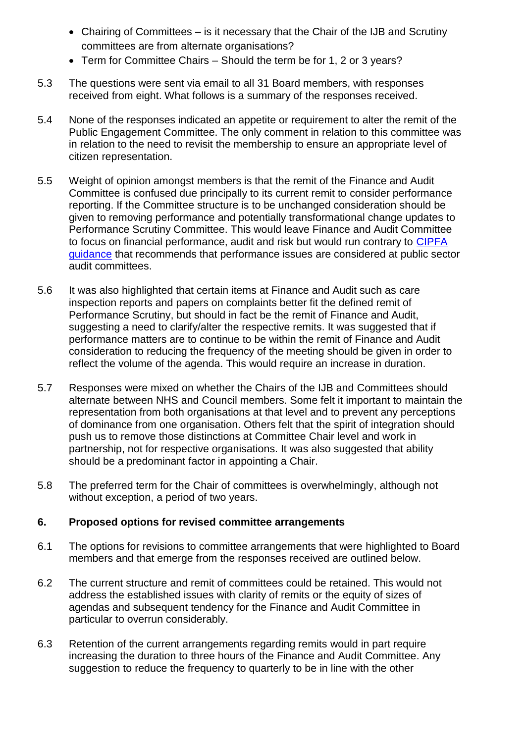- Chairing of Committees – is it necessary that the Chair of the IJB and Scrutiny committees are from alternate organisations?
- Term for Committee Chairs – Should the term be for 1, 2 or 3 years?

5.3 The questions were sent via email to all 31 Board members, with responses received from eight. What follows is a summary of the responses received.

5.4 None of the responses indicated an appetite or requirement to alter the remit of the Public Engagement Committee. The only comment in relation to this committee was in relation to the need to revisit the membership to ensure an appropriate level of citizen representation.

5.5 Weight of opinion amongst members is that the remit of the Finance and Audit Committee is confused due principally to its current remit to consider performance reporting. If the Committee structure is to be unchanged consideration should be given to removing performance and potentially transformational change updates to Performance Scrutiny Committee. This would leave Finance and Audit Committee to focus on financial performance, audit and risk but would run contrary to CIPFA guidance that recommends that performance issues are considered at public sector audit committees.

5.6 It was also highlighted that certain items at Finance and Audit such as care inspection reports and papers on complaints better fit the defined remit of Performance Scrutiny, but should in fact be the remit of Finance and Audit, suggesting a need to clarify/alter the respective remits. It was suggested that if performance matters are to continue to be within the remit of Finance and Audit consideration to reducing the frequency of the meeting should be given in order to reflect the volume of the agenda. This would require an increase in duration.

5.7 Responses were mixed on whether the Chairs of the IJB and Committees should alternate between NHS and Council members. Some felt it important to maintain the representation from both organisations at that level and to prevent any perceptions of dominance from one organisation. Others felt that the spirit of integration should push us to remove those distinctions at Committee Chair level and work in partnership, not for respective organisations. It was also suggested that ability should be a predominant factor in appointing a Chair.

5.8 The preferred term for the Chair of committees is overwhelmingly, although not without exception, a period of two years.

## 6. Proposed options for revised committee arrangements

6.1 The options for revisions to committee arrangements that were highlighted to Board members and that emerge from the responses received are outlined below.

6.2 The current structure and remit of committees could be retained. This would not address the established issues with clarity of remits or the equity of sizes of agendas and subsequent tendency for the Finance and Audit Committee in particular to overrun considerably.

6.3 Retention of the current arrangements regarding remits would in part require increasing the duration to three hours of the Finance and Audit Committee. Any suggestion to reduce the frequency to quarterly to be in line with the other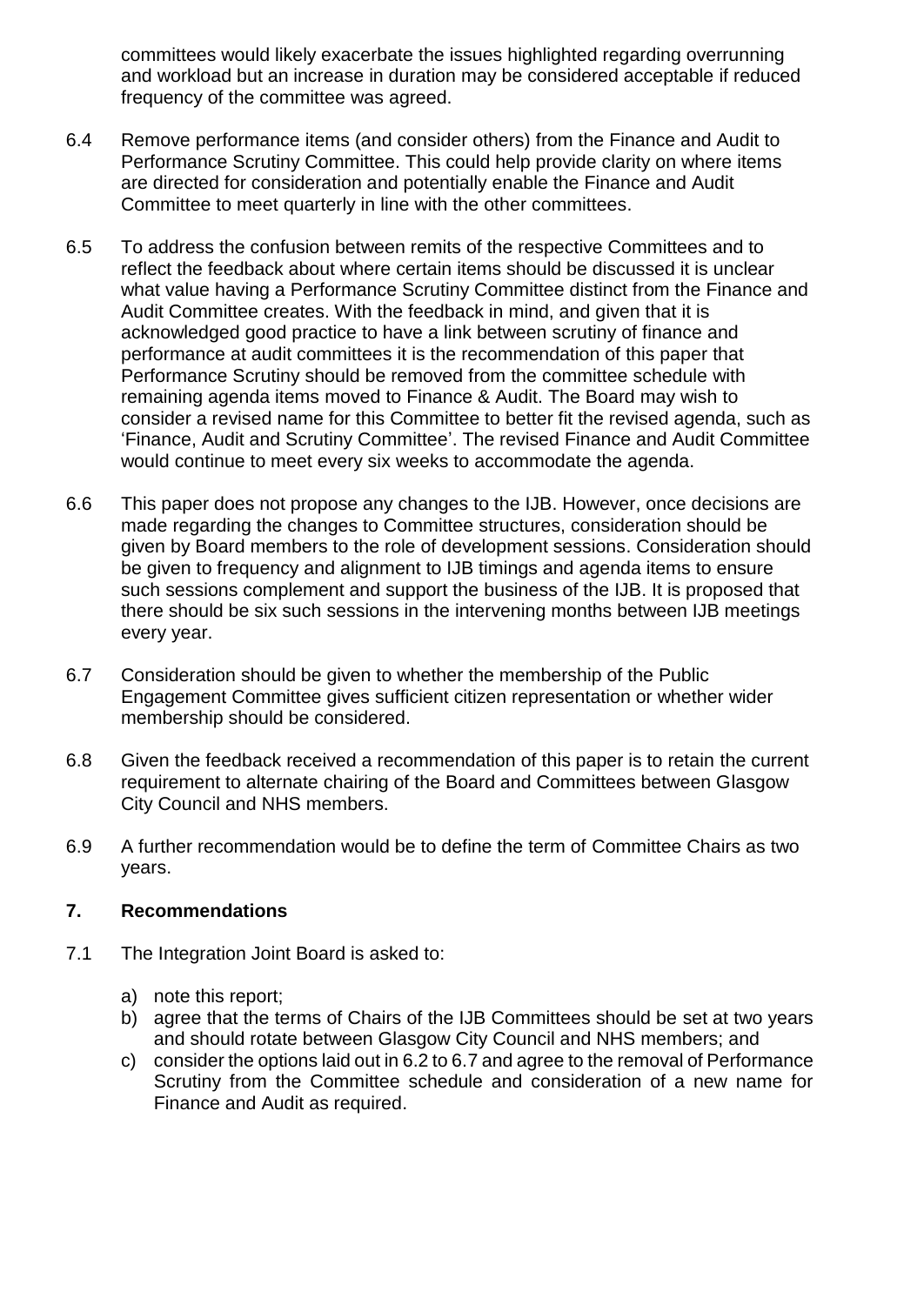committees would likely exacerbate the issues highlighted regarding overrunning and workload but an increase in duration may be considered acceptable if reduced frequency of the committee was agreed.

6.4 Remove performance items (and consider others) from the Finance and Audit to Performance Scrutiny Committee. This could help provide clarity on where items are directed for consideration and potentially enable the Finance and Audit Committee to meet quarterly in line with the other committees.

6.5 To address the confusion between remits of the respective Committees and to reflect the feedback about where certain items should be discussed it is unclear what value having a Performance Scrutiny Committee distinct from the Finance and Audit Committee creates. With the feedback in mind, and given that it is acknowledged good practice to have a link between scrutiny of finance and performance at audit committees it is the recommendation of this paper that Performance Scrutiny should be removed from the committee schedule with remaining agenda items moved to Finance & Audit. The Board may wish to consider a revised name for this Committee to better fit the revised agenda, such as 'Finance, Audit and Scrutiny Committee'. The revised Finance and Audit Committee would continue to meet every six weeks to accommodate the agenda.

6.6 This paper does not propose any changes to the IJB. However, once decisions are made regarding the changes to Committee structures, consideration should be given by Board members to the role of development sessions. Consideration should be given to frequency and alignment to IJB timings and agenda items to ensure such sessions complement and support the business of the IJB. It is proposed that there should be six such sessions in the intervening months between IJB meetings every year.

6.7 Consideration should be given to whether the membership of the Public Engagement Committee gives sufficient citizen representation or whether wider membership should be considered.

6.8 Given the feedback received a recommendation of this paper is to retain the current requirement to alternate chairing of the Board and Committees between Glasgow City Council and NHS members.

6.9 A further recommendation would be to define the term of Committee Chairs as two years.

## 7. Recommendations

7.1 The Integration Joint Board is asked to:

a) note this report;
b) agree that the terms of Chairs of the IJB Committees should be set at two years and should rotate between Glasgow City Council and NHS members; and
c) consider the options laid out in 6.2 to 6.7 and agree to the removal of Performance Scrutiny from the Committee schedule and consideration of a new name for Finance and Audit as required.